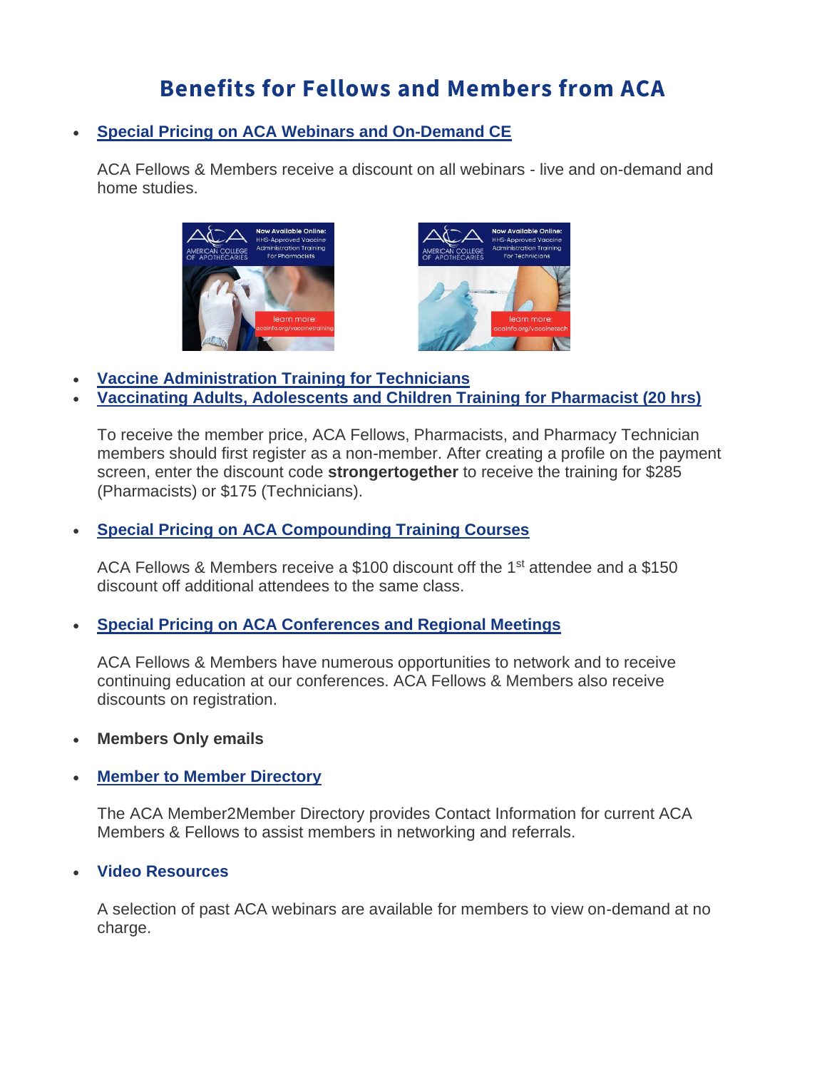# Benefits for Fellows and Members from ACA

- **Special Pricing on ACA Webinars and On-Demand CE**

  ACA Fellows & Members receive a discount on all webinars - live and on-demand and home studies.

- **Vaccine Administration Training for Technicians**
- **Vaccinating Adults, Adolescents and Children Training for Pharmacist (20 hrs)**

  To receive the member price, ACA Fellows, Pharmacists, and Pharmacy Technician members should first register as a non-member. After creating a profile on the payment screen, enter the discount code **strongertogether** to receive the training for $285 (Pharmacists) or $175 (Technicians).

- **Special Pricing on ACA Compounding Training Courses**

  ACA Fellows & Members receive a $100 discount off the 1st attendee and a $150 discount off additional attendees to the same class.

- **Special Pricing on ACA Conferences and Regional Meetings**

  ACA Fellows & Members have numerous opportunities to network and to receive continuing education at our conferences. ACA Fellows & Members also receive discounts on registration.

- **Members Only emails**

- **Member to Member Directory**

  The ACA Member2Member Directory provides Contact Information for current ACA Members & Fellows to assist members in networking and referrals.

- **Video Resources**

  A selection of past ACA webinars are available for members to view on-demand at no charge.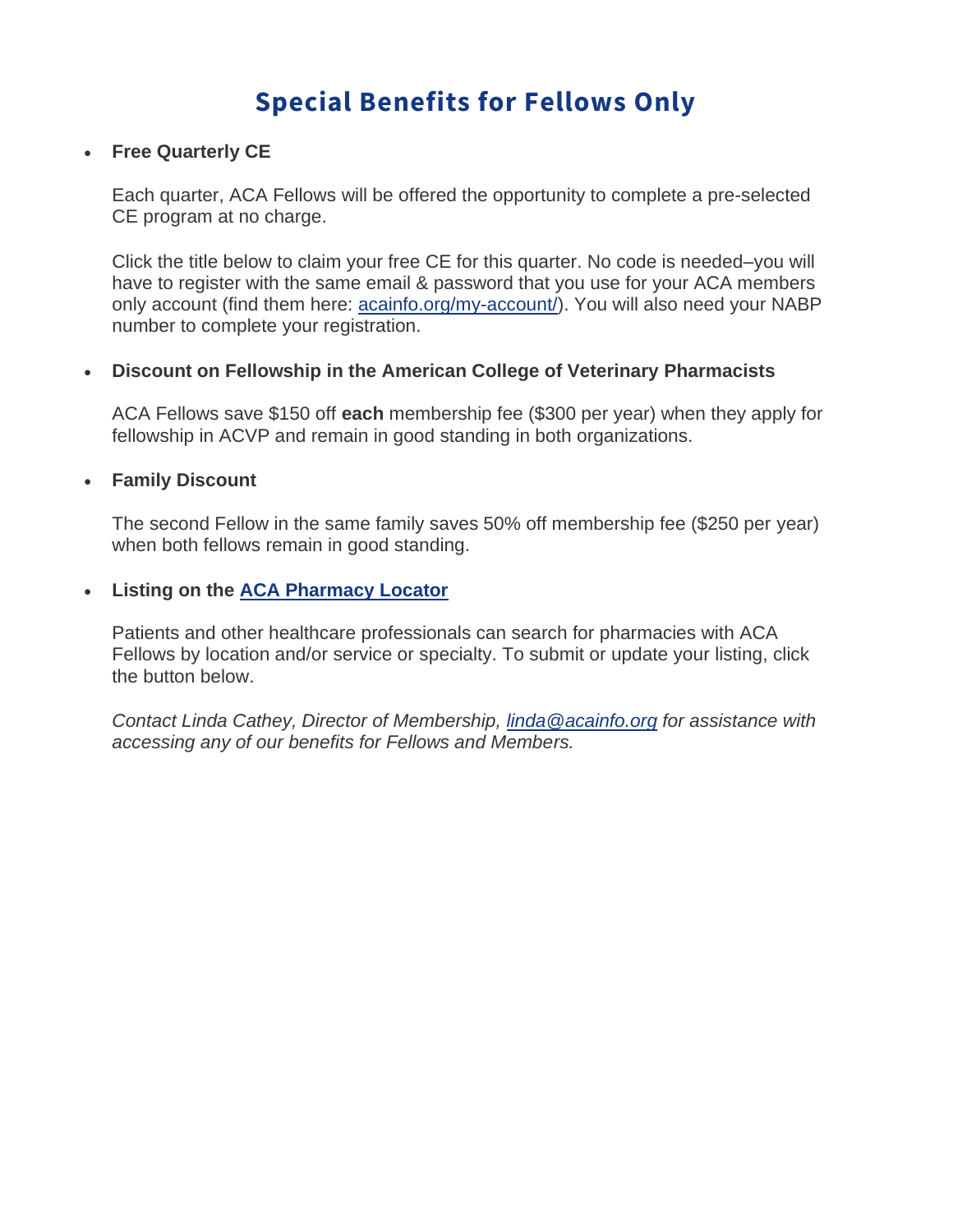# Special Benefits for Fellows Only

- **Free Quarterly CE**

  Each quarter, ACA Fellows will be offered the opportunity to complete a pre-selected CE program at no charge.

  Click the title below to claim your free CE for this quarter. No code is needed–you will have to register with the same email & password that you use for your ACA members only account (find them here: acainfo.org/my-account/). You will also need your NABP number to complete your registration.

- **Discount on Fellowship in the American College of Veterinary Pharmacists**

  ACA Fellows save $150 off **each** membership fee ($300 per year) when they apply for fellowship in ACVP and remain in good standing in both organizations.

- **Family Discount**

  The second Fellow in the same family saves 50% off membership fee ($250 per year) when both fellows remain in good standing.

- **Listing on the ACA Pharmacy Locator**

  Patients and other healthcare professionals can search for pharmacies with ACA Fellows by location and/or service or specialty. To submit or update your listing, click the button below.

  *Contact Linda Cathey, Director of Membership, linda@acainfo.org for assistance with accessing any of our benefits for Fellows and Members.*